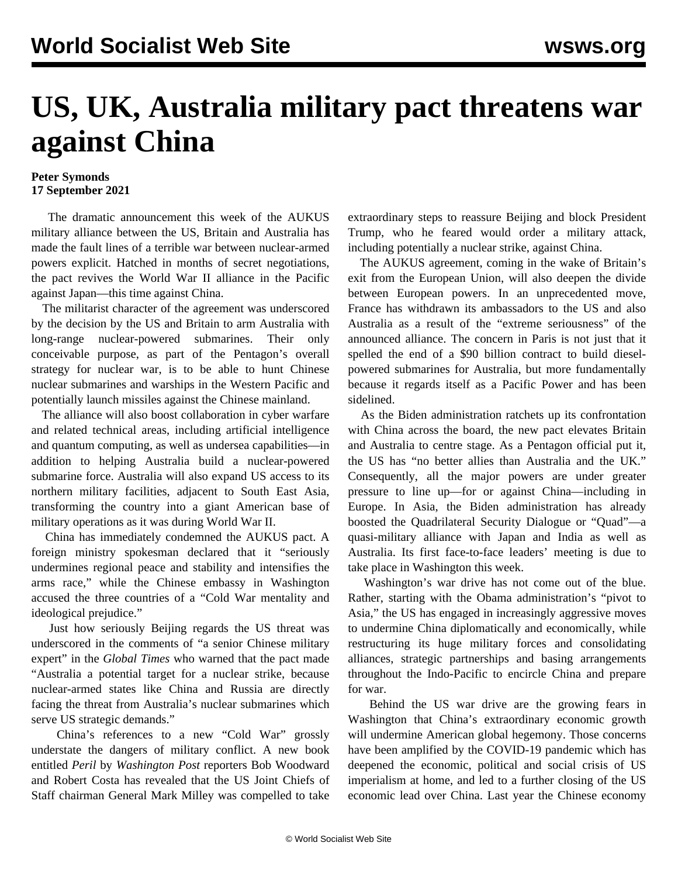# US, UK, Australia military pact threatens war against China

**Peter Symonds**
**17 September 2021**

The dramatic announcement this week of the AUKUS military alliance between the US, Britain and Australia has made the fault lines of a terrible war between nuclear-armed powers explicit. Hatched in months of secret negotiations, the pact revives the World War II alliance in the Pacific against Japan—this time against China.

The militarist character of the agreement was underscored by the decision by the US and Britain to arm Australia with long-range nuclear-powered submarines. Their only conceivable purpose, as part of the Pentagon's overall strategy for nuclear war, is to be able to hunt Chinese nuclear submarines and warships in the Western Pacific and potentially launch missiles against the Chinese mainland.

The alliance will also boost collaboration in cyber warfare and related technical areas, including artificial intelligence and quantum computing, as well as undersea capabilities—in addition to helping Australia build a nuclear-powered submarine force. Australia will also expand US access to its northern military facilities, adjacent to South East Asia, transforming the country into a giant American base of military operations as it was during World War II.

China has immediately condemned the AUKUS pact. A foreign ministry spokesman declared that it "seriously undermines regional peace and stability and intensifies the arms race," while the Chinese embassy in Washington accused the three countries of a "Cold War mentality and ideological prejudice."

Just how seriously Beijing regards the US threat was underscored in the comments of "a senior Chinese military expert" in the *Global Times* who warned that the pact made "Australia a potential target for a nuclear strike, because nuclear-armed states like China and Russia are directly facing the threat from Australia's nuclear submarines which serve US strategic demands."

China's references to a new "Cold War" grossly understate the dangers of military conflict. A new book entitled *Peril* by *Washington Post* reporters Bob Woodward and Robert Costa has revealed that the US Joint Chiefs of Staff chairman General Mark Milley was compelled to take extraordinary steps to reassure Beijing and block President Trump, who he feared would order a military attack, including potentially a nuclear strike, against China.

The AUKUS agreement, coming in the wake of Britain's exit from the European Union, will also deepen the divide between European powers. In an unprecedented move, France has withdrawn its ambassadors to the US and also Australia as a result of the "extreme seriousness" of the announced alliance. The concern in Paris is not just that it spelled the end of a $90 billion contract to build diesel-powered submarines for Australia, but more fundamentally because it regards itself as a Pacific Power and has been sidelined.

As the Biden administration ratchets up its confrontation with China across the board, the new pact elevates Britain and Australia to centre stage. As a Pentagon official put it, the US has "no better allies than Australia and the UK." Consequently, all the major powers are under greater pressure to line up—for or against China—including in Europe. In Asia, the Biden administration has already boosted the Quadrilateral Security Dialogue or "Quad"—a quasi-military alliance with Japan and India as well as Australia. Its first face-to-face leaders' meeting is due to take place in Washington this week.

Washington's war drive has not come out of the blue. Rather, starting with the Obama administration's "pivot to Asia," the US has engaged in increasingly aggressive moves to undermine China diplomatically and economically, while restructuring its huge military forces and consolidating alliances, strategic partnerships and basing arrangements throughout the Indo-Pacific to encircle China and prepare for war.

Behind the US war drive are the growing fears in Washington that China's extraordinary economic growth will undermine American global hegemony. Those concerns have been amplified by the COVID-19 pandemic which has deepened the economic, political and social crisis of US imperialism at home, and led to a further closing of the US economic lead over China. Last year the Chinese economy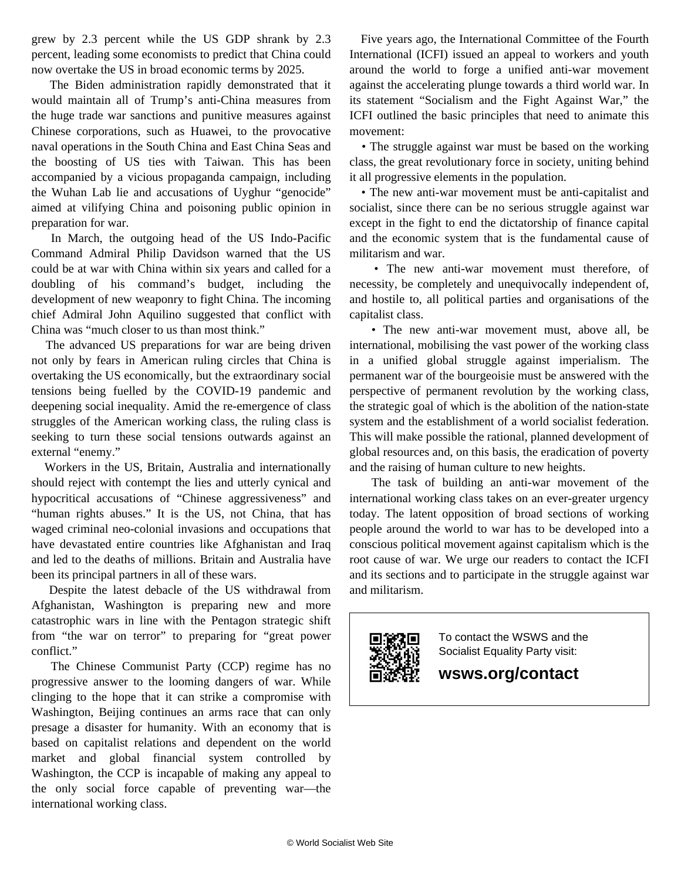grew by 2.3 percent while the US GDP shrank by 2.3 percent, leading some economists to predict that China could now overtake the US in broad economic terms by 2025.

The Biden administration rapidly demonstrated that it would maintain all of Trump's anti-China measures from the huge trade war sanctions and punitive measures against Chinese corporations, such as Huawei, to the provocative naval operations in the South China and East China Seas and the boosting of US ties with Taiwan. This has been accompanied by a vicious propaganda campaign, including the Wuhan Lab lie and accusations of Uyghur "genocide" aimed at vilifying China and poisoning public opinion in preparation for war.

In March, the outgoing head of the US Indo-Pacific Command Admiral Philip Davidson warned that the US could be at war with China within six years and called for a doubling of his command's budget, including the development of new weaponry to fight China. The incoming chief Admiral John Aquilino suggested that conflict with China was "much closer to us than most think."

The advanced US preparations for war are being driven not only by fears in American ruling circles that China is overtaking the US economically, but the extraordinary social tensions being fuelled by the COVID-19 pandemic and deepening social inequality. Amid the re-emergence of class struggles of the American working class, the ruling class is seeking to turn these social tensions outwards against an external "enemy."

Workers in the US, Britain, Australia and internationally should reject with contempt the lies and utterly cynical and hypocritical accusations of "Chinese aggressiveness" and "human rights abuses." It is the US, not China, that has waged criminal neo-colonial invasions and occupations that have devastated entire countries like Afghanistan and Iraq and led to the deaths of millions. Britain and Australia have been its principal partners in all of these wars.

Despite the latest debacle of the US withdrawal from Afghanistan, Washington is preparing new and more catastrophic wars in line with the Pentagon strategic shift from "the war on terror" to preparing for "great power conflict."

The Chinese Communist Party (CCP) regime has no progressive answer to the looming dangers of war. While clinging to the hope that it can strike a compromise with Washington, Beijing continues an arms race that can only presage a disaster for humanity. With an economy that is based on capitalist relations and dependent on the world market and global financial system controlled by Washington, the CCP is incapable of making any appeal to the only social force capable of preventing war—the international working class.

Five years ago, the International Committee of the Fourth International (ICFI) issued an appeal to workers and youth around the world to forge a unified anti-war movement against the accelerating plunge towards a third world war. In its statement "Socialism and the Fight Against War," the ICFI outlined the basic principles that need to animate this movement:

- The struggle against war must be based on the working class, the great revolutionary force in society, uniting behind it all progressive elements in the population.
- The new anti-war movement must be anti-capitalist and socialist, since there can be no serious struggle against war except in the fight to end the dictatorship of finance capital and the economic system that is the fundamental cause of militarism and war.
- The new anti-war movement must therefore, of necessity, be completely and unequivocally independent of, and hostile to, all political parties and organisations of the capitalist class.
- The new anti-war movement must, above all, be international, mobilising the vast power of the working class in a unified global struggle against imperialism. The permanent war of the bourgeoisie must be answered with the perspective of permanent revolution by the working class, the strategic goal of which is the abolition of the nation-state system and the establishment of a world socialist federation. This will make possible the rational, planned development of global resources and, on this basis, the eradication of poverty and the raising of human culture to new heights.

The task of building an anti-war movement of the international working class takes on an ever-greater urgency today. The latent opposition of broad sections of working people around the world to war has to be developed into a conscious political movement against capitalism which is the root cause of war. We urge our readers to contact the ICFI and its sections and to participate in the struggle against war and militarism.

To contact the WSWS and the Socialist Equality Party visit:

**wsws.org/contact**